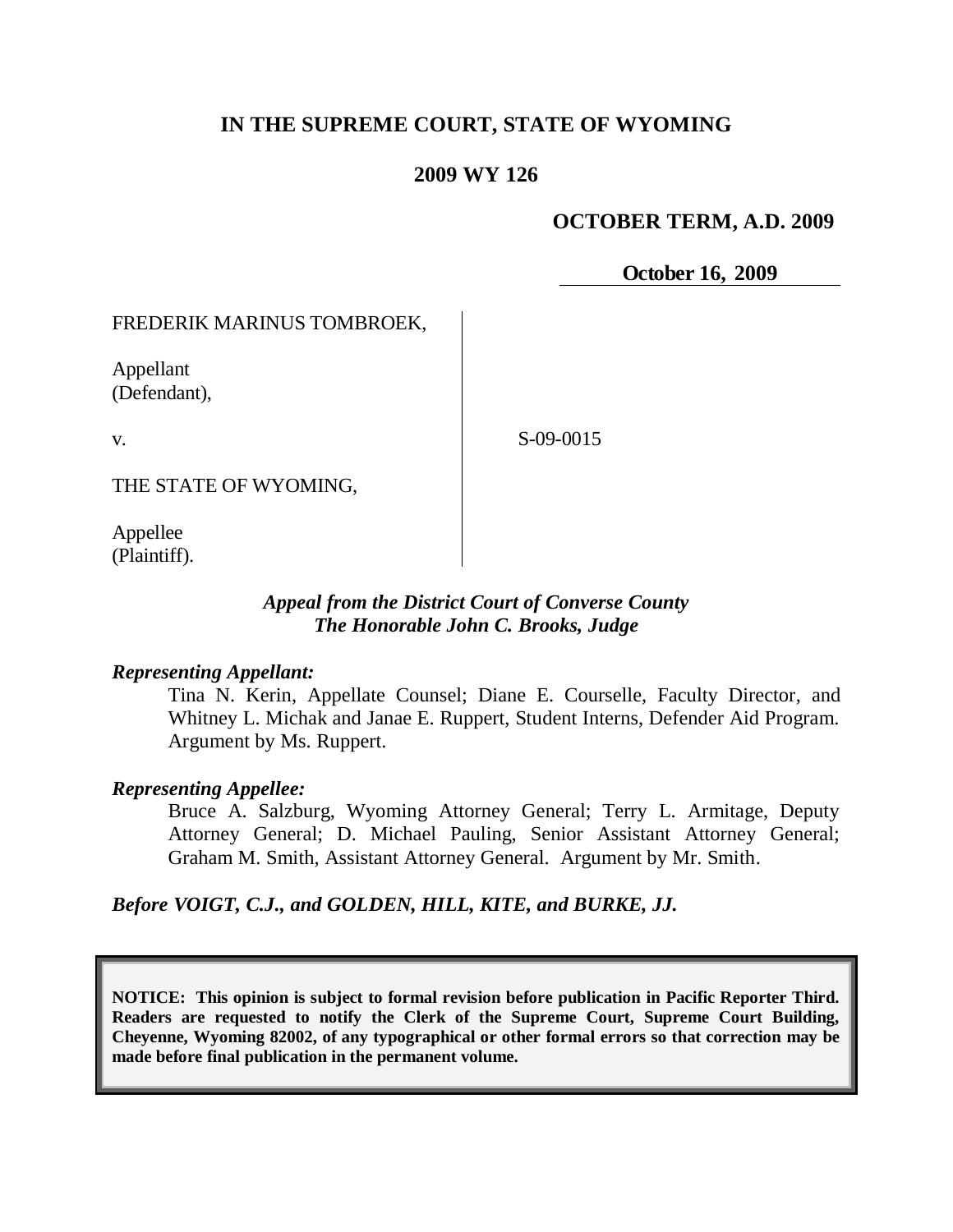**IN THE SUPREME COURT, STATE OF WYOMING**

**2009 WY 126**

**OCTOBER TERM, A.D. 2009**

**October 16, 2009**

FREDERIK MARINUS TOMBROEK,

Appellant
(Defendant),

v.

THE STATE OF WYOMING,

Appellee
(Plaintiff).

S-09-0015

***Appeal from the District Court of Converse County***
***The Honorable John C. Brooks, Judge***

***Representing Appellant:***

Tina N. Kerin, Appellate Counsel; Diane E. Courselle, Faculty Director, and Whitney L. Michak and Janae E. Ruppert, Student Interns, Defender Aid Program. Argument by Ms. Ruppert.

***Representing Appellee:***

Bruce A. Salzburg, Wyoming Attorney General; Terry L. Armitage, Deputy Attorney General; D. Michael Pauling, Senior Assistant Attorney General; Graham M. Smith, Assistant Attorney General. Argument by Mr. Smith.

***Before VOIGT, C.J., and GOLDEN, HILL, KITE, and BURKE, JJ.***

**NOTICE: This opinion is subject to formal revision before publication in Pacific Reporter Third. Readers are requested to notify the Clerk of the Supreme Court, Supreme Court Building, Cheyenne, Wyoming 82002, of any typographical or other formal errors so that correction may be made before final publication in the permanent volume.**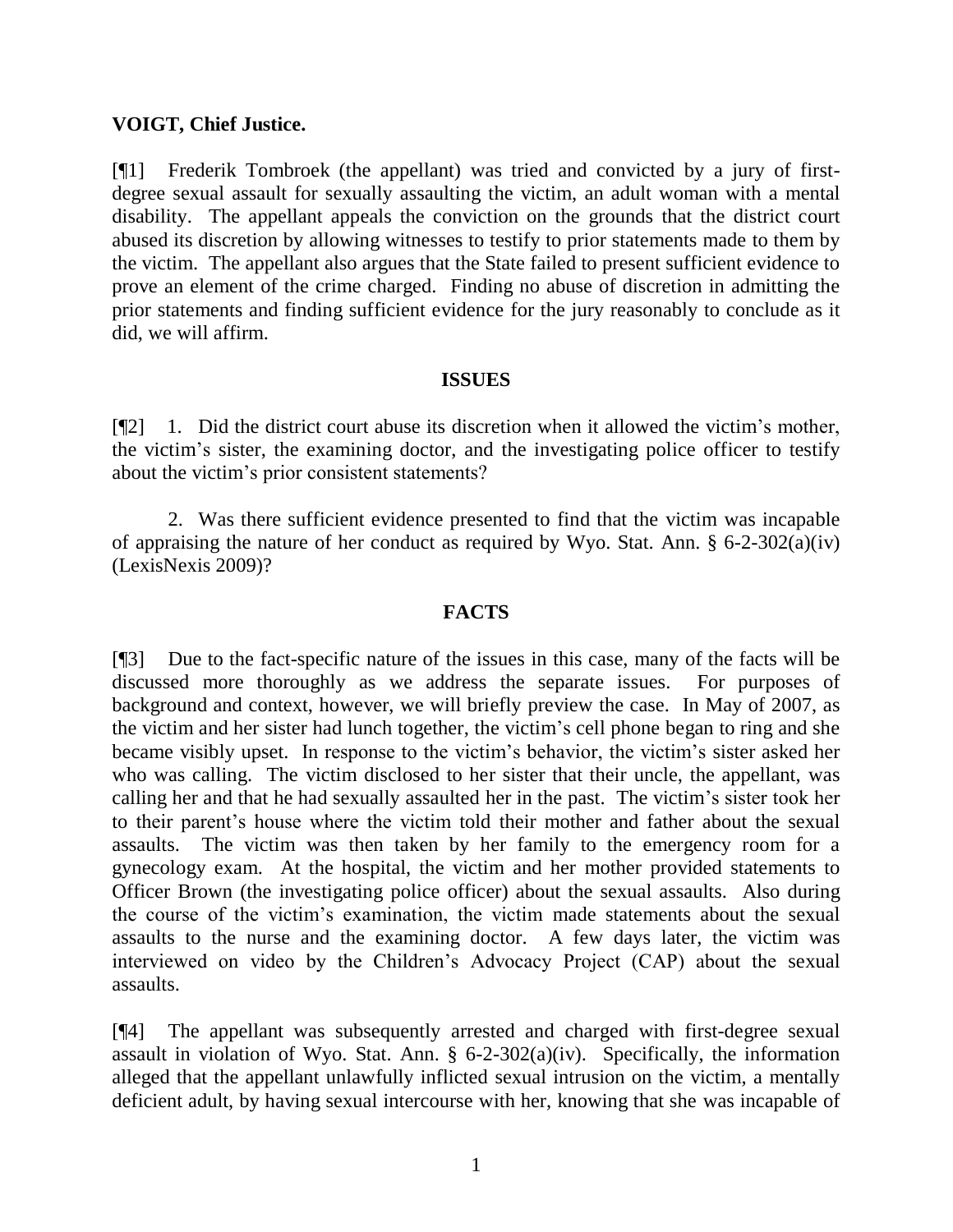**VOIGT, Chief Justice.**

[¶1] Frederik Tombroek (the appellant) was tried and convicted by a jury of first-degree sexual assault for sexually assaulting the victim, an adult woman with a mental disability. The appellant appeals the conviction on the grounds that the district court abused its discretion by allowing witnesses to testify to prior statements made to them by the victim. The appellant also argues that the State failed to present sufficient evidence to prove an element of the crime charged. Finding no abuse of discretion in admitting the prior statements and finding sufficient evidence for the jury reasonably to conclude as it did, we will affirm.

## ISSUES

[¶2] 1. Did the district court abuse its discretion when it allowed the victim's mother, the victim's sister, the examining doctor, and the investigating police officer to testify about the victim's prior consistent statements?

2. Was there sufficient evidence presented to find that the victim was incapable of appraising the nature of her conduct as required by Wyo. Stat. Ann. § 6-2-302(a)(iv) (LexisNexis 2009)?

## FACTS

[¶3] Due to the fact-specific nature of the issues in this case, many of the facts will be discussed more thoroughly as we address the separate issues. For purposes of background and context, however, we will briefly preview the case. In May of 2007, as the victim and her sister had lunch together, the victim's cell phone began to ring and she became visibly upset. In response to the victim's behavior, the victim's sister asked her who was calling. The victim disclosed to her sister that their uncle, the appellant, was calling her and that he had sexually assaulted her in the past. The victim's sister took her to their parent's house where the victim told their mother and father about the sexual assaults. The victim was then taken by her family to the emergency room for a gynecology exam. At the hospital, the victim and her mother provided statements to Officer Brown (the investigating police officer) about the sexual assaults. Also during the course of the victim's examination, the victim made statements about the sexual assaults to the nurse and the examining doctor. A few days later, the victim was interviewed on video by the Children's Advocacy Project (CAP) about the sexual assaults.

[¶4] The appellant was subsequently arrested and charged with first-degree sexual assault in violation of Wyo. Stat. Ann. § 6-2-302(a)(iv). Specifically, the information alleged that the appellant unlawfully inflicted sexual intrusion on the victim, a mentally deficient adult, by having sexual intercourse with her, knowing that she was incapable of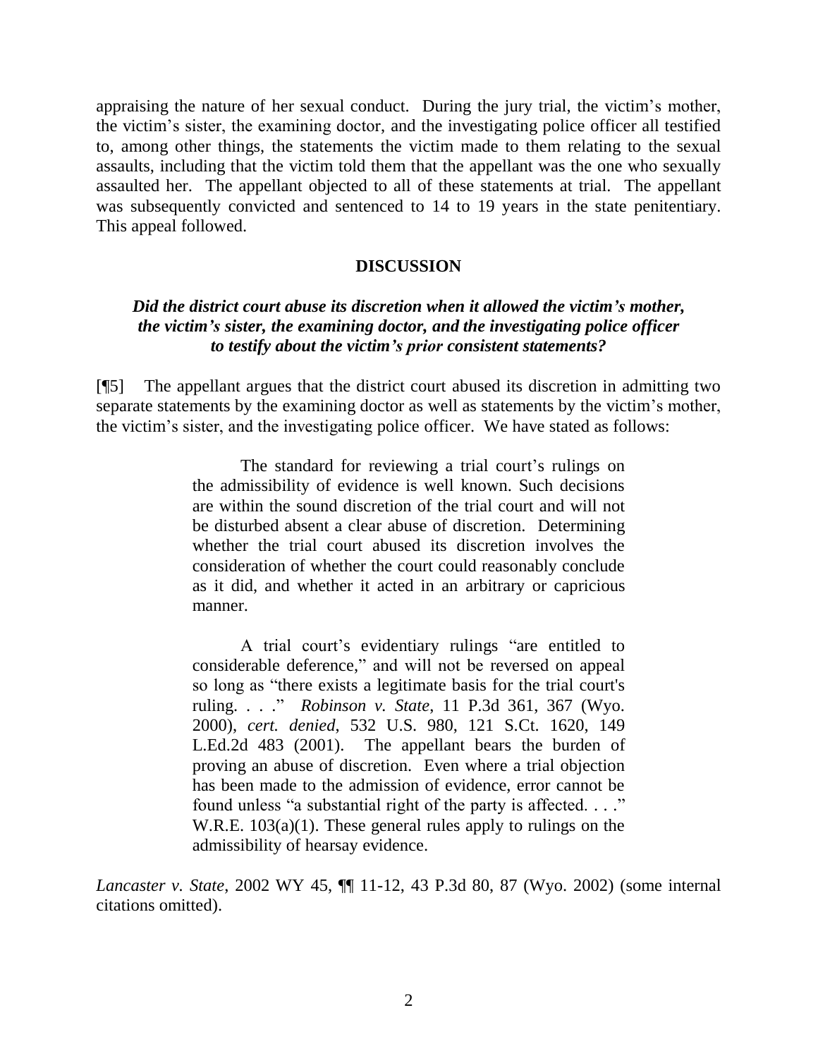appraising the nature of her sexual conduct. During the jury trial, the victim's mother, the victim's sister, the examining doctor, and the investigating police officer all testified to, among other things, the statements the victim made to them relating to the sexual assaults, including that the victim told them that the appellant was the one who sexually assaulted her. The appellant objected to all of these statements at trial. The appellant was subsequently convicted and sentenced to 14 to 19 years in the state penitentiary. This appeal followed.

## DISCUSSION

### *Did the district court abuse its discretion when it allowed the victim's mother, the victim's sister, the examining doctor, and the investigating police officer to testify about the victim's prior consistent statements?*

[¶5] The appellant argues that the district court abused its discretion in admitting two separate statements by the examining doctor as well as statements by the victim's mother, the victim's sister, and the investigating police officer. We have stated as follows:

> The standard for reviewing a trial court's rulings on the admissibility of evidence is well known. Such decisions are within the sound discretion of the trial court and will not be disturbed absent a clear abuse of discretion. Determining whether the trial court abused its discretion involves the consideration of whether the court could reasonably conclude as it did, and whether it acted in an arbitrary or capricious manner.
>
> A trial court's evidentiary rulings "are entitled to considerable deference," and will not be reversed on appeal so long as "there exists a legitimate basis for the trial court's ruling. . . ." *Robinson v. State*, 11 P.3d 361, 367 (Wyo. 2000), *cert. denied*, 532 U.S. 980, 121 S.Ct. 1620, 149 L.Ed.2d 483 (2001). The appellant bears the burden of proving an abuse of discretion. Even where a trial objection has been made to the admission of evidence, error cannot be found unless "a substantial right of the party is affected. . . ." W.R.E. 103(a)(1). These general rules apply to rulings on the admissibility of hearsay evidence.

*Lancaster v. State*, 2002 WY 45, ¶¶ 11-12, 43 P.3d 80, 87 (Wyo. 2002) (some internal citations omitted).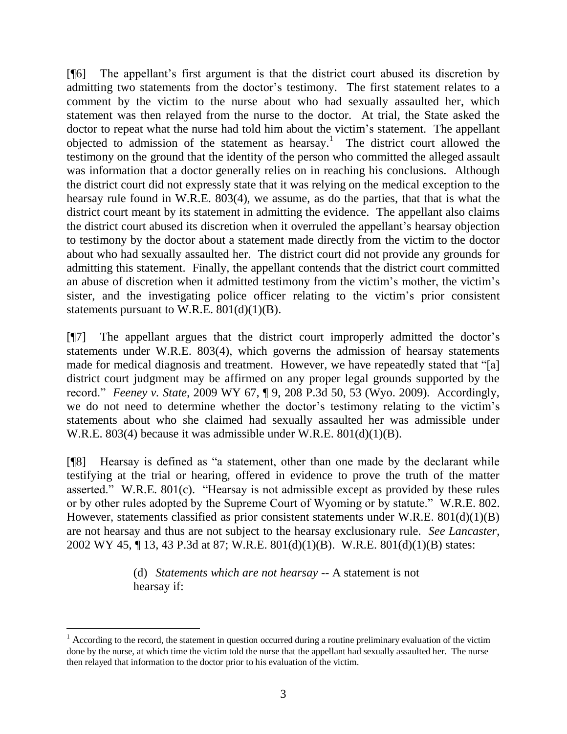[¶6] The appellant's first argument is that the district court abused its discretion by admitting two statements from the doctor's testimony. The first statement relates to a comment by the victim to the nurse about who had sexually assaulted her, which statement was then relayed from the nurse to the doctor. At trial, the State asked the doctor to repeat what the nurse had told him about the victim's statement. The appellant objected to admission of the statement as hearsay.[1] The district court allowed the testimony on the ground that the identity of the person who committed the alleged assault was information that a doctor generally relies on in reaching his conclusions. Although the district court did not expressly state that it was relying on the medical exception to the hearsay rule found in W.R.E. 803(4), we assume, as do the parties, that that is what the district court meant by its statement in admitting the evidence. The appellant also claims the district court abused its discretion when it overruled the appellant's hearsay objection to testimony by the doctor about a statement made directly from the victim to the doctor about who had sexually assaulted her. The district court did not provide any grounds for admitting this statement. Finally, the appellant contends that the district court committed an abuse of discretion when it admitted testimony from the victim's mother, the victim's sister, and the investigating police officer relating to the victim's prior consistent statements pursuant to W.R.E. 801(d)(1)(B).

[¶7] The appellant argues that the district court improperly admitted the doctor's statements under W.R.E. 803(4), which governs the admission of hearsay statements made for medical diagnosis and treatment. However, we have repeatedly stated that "[a] district court judgment may be affirmed on any proper legal grounds supported by the record." *Feeney v. State*, 2009 WY 67, ¶ 9, 208 P.3d 50, 53 (Wyo. 2009). Accordingly, we do not need to determine whether the doctor's testimony relating to the victim's statements about who she claimed had sexually assaulted her was admissible under W.R.E. 803(4) because it was admissible under W.R.E. 801(d)(1)(B).

[¶8] Hearsay is defined as "a statement, other than one made by the declarant while testifying at the trial or hearing, offered in evidence to prove the truth of the matter asserted." W.R.E. 801(c). "Hearsay is not admissible except as provided by these rules or by other rules adopted by the Supreme Court of Wyoming or by statute." W.R.E. 802. However, statements classified as prior consistent statements under W.R.E. 801(d)(1)(B) are not hearsay and thus are not subject to the hearsay exclusionary rule. *See Lancaster*, 2002 WY 45, ¶ 13, 43 P.3d at 87; W.R.E. 801(d)(1)(B). W.R.E. 801(d)(1)(B) states:

> (d) *Statements which are not hearsay* -- A statement is not hearsay if:

---

[1] According to the record, the statement in question occurred during a routine preliminary evaluation of the victim done by the nurse, at which time the victim told the nurse that the appellant had sexually assaulted her. The nurse then relayed that information to the doctor prior to his evaluation of the victim.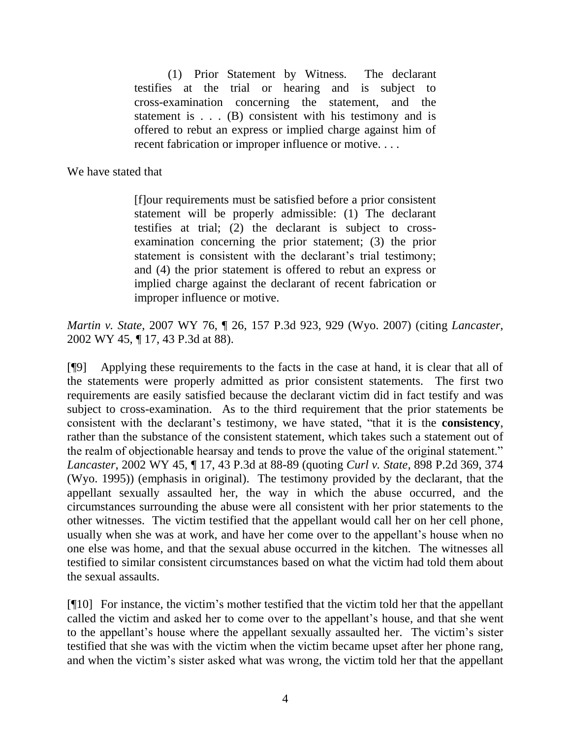> (1) Prior Statement by Witness. The declarant testifies at the trial or hearing and is subject to cross-examination concerning the statement, and the statement is . . . (B) consistent with his testimony and is offered to rebut an express or implied charge against him of recent fabrication or improper influence or motive. . . .

We have stated that

> [f]our requirements must be satisfied before a prior consistent statement will be properly admissible: (1) The declarant testifies at trial; (2) the declarant is subject to cross-examination concerning the prior statement; (3) the prior statement is consistent with the declarant's trial testimony; and (4) the prior statement is offered to rebut an express or implied charge against the declarant of recent fabrication or improper influence or motive.

*Martin v. State*, 2007 WY 76, ¶ 26, 157 P.3d 923, 929 (Wyo. 2007) (citing *Lancaster*, 2002 WY 45, ¶ 17, 43 P.3d at 88).

[¶9] Applying these requirements to the facts in the case at hand, it is clear that all of the statements were properly admitted as prior consistent statements. The first two requirements are easily satisfied because the declarant victim did in fact testify and was subject to cross-examination. As to the third requirement that the prior statements be consistent with the declarant's testimony, we have stated, "that it is the **consistency**, rather than the substance of the consistent statement, which takes such a statement out of the realm of objectionable hearsay and tends to prove the value of the original statement." *Lancaster*, 2002 WY 45, ¶ 17, 43 P.3d at 88-89 (quoting *Curl v. State*, 898 P.2d 369, 374 (Wyo. 1995)) (emphasis in original). The testimony provided by the declarant, that the appellant sexually assaulted her, the way in which the abuse occurred, and the circumstances surrounding the abuse were all consistent with her prior statements to the other witnesses. The victim testified that the appellant would call her on her cell phone, usually when she was at work, and have her come over to the appellant's house when no one else was home, and that the sexual abuse occurred in the kitchen. The witnesses all testified to similar consistent circumstances based on what the victim had told them about the sexual assaults.

[¶10] For instance, the victim's mother testified that the victim told her that the appellant called the victim and asked her to come over to the appellant's house, and that she went to the appellant's house where the appellant sexually assaulted her. The victim's sister testified that she was with the victim when the victim became upset after her phone rang, and when the victim's sister asked what was wrong, the victim told her that the appellant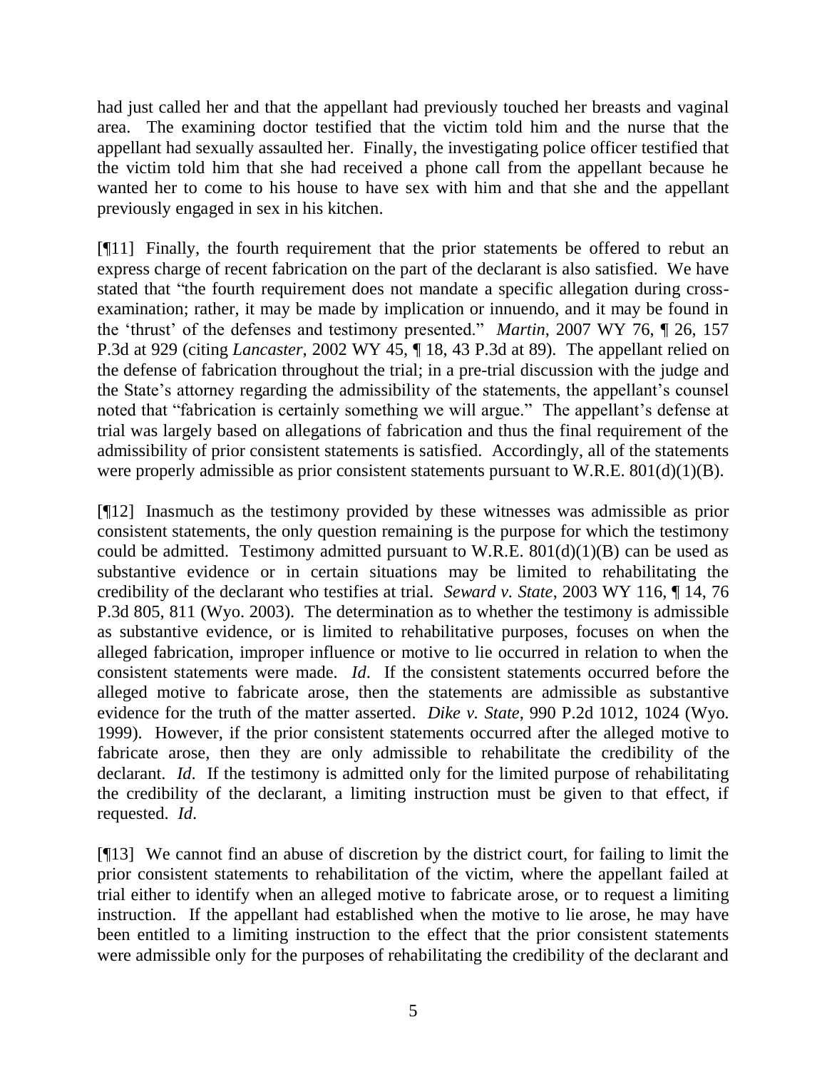had just called her and that the appellant had previously touched her breasts and vaginal area. The examining doctor testified that the victim told him and the nurse that the appellant had sexually assaulted her. Finally, the investigating police officer testified that the victim told him that she had received a phone call from the appellant because he wanted her to come to his house to have sex with him and that she and the appellant previously engaged in sex in his kitchen.

[¶11] Finally, the fourth requirement that the prior statements be offered to rebut an express charge of recent fabrication on the part of the declarant is also satisfied. We have stated that "the fourth requirement does not mandate a specific allegation during cross-examination; rather, it may be made by implication or innuendo, and it may be found in the 'thrust' of the defenses and testimony presented." *Martin*, 2007 WY 76, ¶ 26, 157 P.3d at 929 (citing *Lancaster*, 2002 WY 45, ¶ 18, 43 P.3d at 89). The appellant relied on the defense of fabrication throughout the trial; in a pre-trial discussion with the judge and the State's attorney regarding the admissibility of the statements, the appellant's counsel noted that "fabrication is certainly something we will argue." The appellant's defense at trial was largely based on allegations of fabrication and thus the final requirement of the admissibility of prior consistent statements is satisfied. Accordingly, all of the statements were properly admissible as prior consistent statements pursuant to W.R.E. 801(d)(1)(B).

[¶12] Inasmuch as the testimony provided by these witnesses was admissible as prior consistent statements, the only question remaining is the purpose for which the testimony could be admitted. Testimony admitted pursuant to W.R.E. 801(d)(1)(B) can be used as substantive evidence or in certain situations may be limited to rehabilitating the credibility of the declarant who testifies at trial. *Seward v. State*, 2003 WY 116, ¶ 14, 76 P.3d 805, 811 (Wyo. 2003). The determination as to whether the testimony is admissible as substantive evidence, or is limited to rehabilitative purposes, focuses on when the alleged fabrication, improper influence or motive to lie occurred in relation to when the consistent statements were made. *Id*. If the consistent statements occurred before the alleged motive to fabricate arose, then the statements are admissible as substantive evidence for the truth of the matter asserted. *Dike v. State*, 990 P.2d 1012, 1024 (Wyo. 1999). However, if the prior consistent statements occurred after the alleged motive to fabricate arose, then they are only admissible to rehabilitate the credibility of the declarant. *Id*. If the testimony is admitted only for the limited purpose of rehabilitating the credibility of the declarant, a limiting instruction must be given to that effect, if requested. *Id*.

[¶13] We cannot find an abuse of discretion by the district court, for failing to limit the prior consistent statements to rehabilitation of the victim, where the appellant failed at trial either to identify when an alleged motive to fabricate arose, or to request a limiting instruction. If the appellant had established when the motive to lie arose, he may have been entitled to a limiting instruction to the effect that the prior consistent statements were admissible only for the purposes of rehabilitating the credibility of the declarant and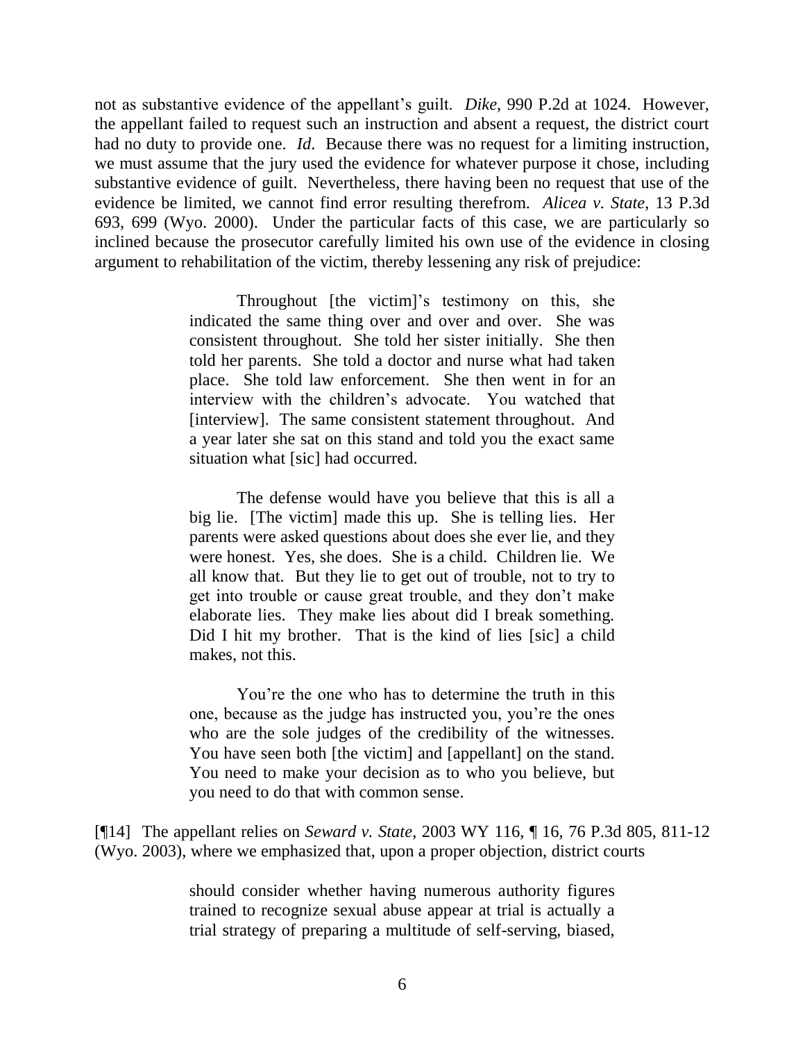not as substantive evidence of the appellant's guilt. *Dike*, 990 P.2d at 1024. However, the appellant failed to request such an instruction and absent a request, the district court had no duty to provide one. *Id*. Because there was no request for a limiting instruction, we must assume that the jury used the evidence for whatever purpose it chose, including substantive evidence of guilt. Nevertheless, there having been no request that use of the evidence be limited, we cannot find error resulting therefrom. *Alicea v. State*, 13 P.3d 693, 699 (Wyo. 2000). Under the particular facts of this case, we are particularly so inclined because the prosecutor carefully limited his own use of the evidence in closing argument to rehabilitation of the victim, thereby lessening any risk of prejudice:

> Throughout [the victim]'s testimony on this, she indicated the same thing over and over and over. She was consistent throughout. She told her sister initially. She then told her parents. She told a doctor and nurse what had taken place. She told law enforcement. She then went in for an interview with the children's advocate. You watched that [interview]. The same consistent statement throughout. And a year later she sat on this stand and told you the exact same situation what [sic] had occurred.
>
> The defense would have you believe that this is all a big lie. [The victim] made this up. She is telling lies. Her parents were asked questions about does she ever lie, and they were honest. Yes, she does. She is a child. Children lie. We all know that. But they lie to get out of trouble, not to try to get into trouble or cause great trouble, and they don't make elaborate lies. They make lies about did I break something. Did I hit my brother. That is the kind of lies [sic] a child makes, not this.
>
> You're the one who has to determine the truth in this one, because as the judge has instructed you, you're the ones who are the sole judges of the credibility of the witnesses. You have seen both [the victim] and [appellant] on the stand. You need to make your decision as to who you believe, but you need to do that with common sense.

[¶14] The appellant relies on *Seward v. State*, 2003 WY 116, ¶ 16, 76 P.3d 805, 811-12 (Wyo. 2003), where we emphasized that, upon a proper objection, district courts

> should consider whether having numerous authority figures trained to recognize sexual abuse appear at trial is actually a trial strategy of preparing a multitude of self-serving, biased,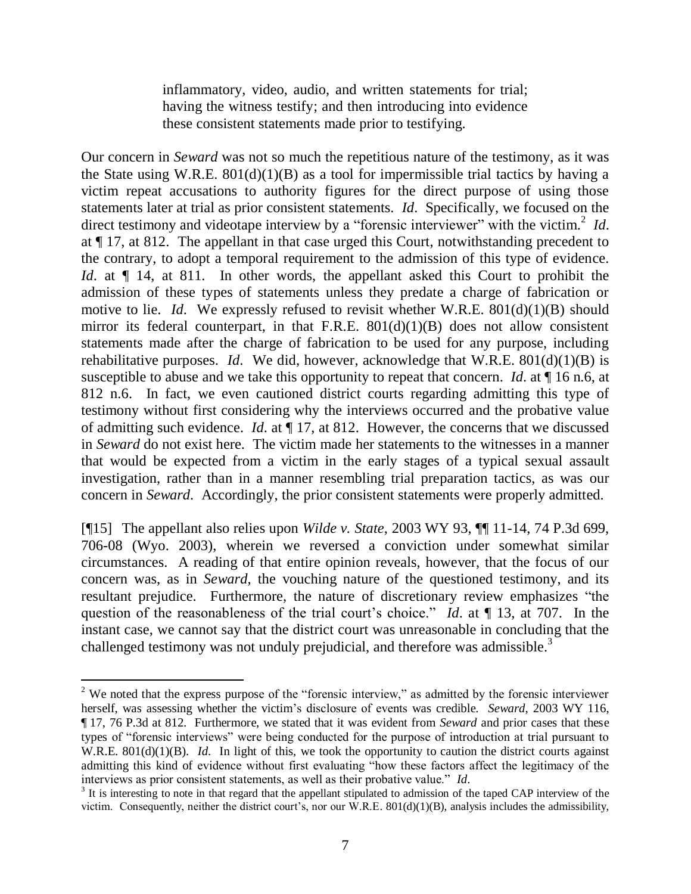> inflammatory, video, audio, and written statements for trial; having the witness testify; and then introducing into evidence these consistent statements made prior to testifying.

Our concern in *Seward* was not so much the repetitious nature of the testimony, as it was the State using W.R.E. 801(d)(1)(B) as a tool for impermissible trial tactics by having a victim repeat accusations to authority figures for the direct purpose of using those statements later at trial as prior consistent statements. *Id*. Specifically, we focused on the direct testimony and videotape interview by a "forensic interviewer" with the victim.[2] *Id*. at ¶ 17, at 812. The appellant in that case urged this Court, notwithstanding precedent to the contrary, to adopt a temporal requirement to the admission of this type of evidence. *Id*. at ¶ 14, at 811. In other words, the appellant asked this Court to prohibit the admission of these types of statements unless they predate a charge of fabrication or motive to lie. *Id*. We expressly refused to revisit whether W.R.E. 801(d)(1)(B) should mirror its federal counterpart, in that F.R.E. 801(d)(1)(B) does not allow consistent statements made after the charge of fabrication to be used for any purpose, including rehabilitative purposes. *Id*. We did, however, acknowledge that W.R.E. 801(d)(1)(B) is susceptible to abuse and we take this opportunity to repeat that concern. *Id*. at ¶ 16 n.6, at 812 n.6. In fact, we even cautioned district courts regarding admitting this type of testimony without first considering why the interviews occurred and the probative value of admitting such evidence. *Id*. at ¶ 17, at 812. However, the concerns that we discussed in *Seward* do not exist here. The victim made her statements to the witnesses in a manner that would be expected from a victim in the early stages of a typical sexual assault investigation, rather than in a manner resembling trial preparation tactics, as was our concern in *Seward*. Accordingly, the prior consistent statements were properly admitted.

[¶15] The appellant also relies upon *Wilde v. State*, 2003 WY 93, ¶¶ 11-14, 74 P.3d 699, 706-08 (Wyo. 2003), wherein we reversed a conviction under somewhat similar circumstances. A reading of that entire opinion reveals, however, that the focus of our concern was, as in *Seward*, the vouching nature of the questioned testimony, and its resultant prejudice. Furthermore, the nature of discretionary review emphasizes "the question of the reasonableness of the trial court's choice." *Id*. at ¶ 13, at 707. In the instant case, we cannot say that the district court was unreasonable in concluding that the challenged testimony was not unduly prejudicial, and therefore was admissible.[3]

---

[2] We noted that the express purpose of the "forensic interview," as admitted by the forensic interviewer herself, was assessing whether the victim's disclosure of events was credible. *Seward*, 2003 WY 116, ¶ 17, 76 P.3d at 812. Furthermore, we stated that it was evident from *Seward* and prior cases that these types of "forensic interviews" were being conducted for the purpose of introduction at trial pursuant to W.R.E. 801(d)(1)(B). *Id*. In light of this, we took the opportunity to caution the district courts against admitting this kind of evidence without first evaluating "how these factors affect the legitimacy of the interviews as prior consistent statements, as well as their probative value." *Id*.

[3] It is interesting to note in that regard that the appellant stipulated to admission of the taped CAP interview of the victim. Consequently, neither the district court's, nor our W.R.E. 801(d)(1)(B), analysis includes the admissibility,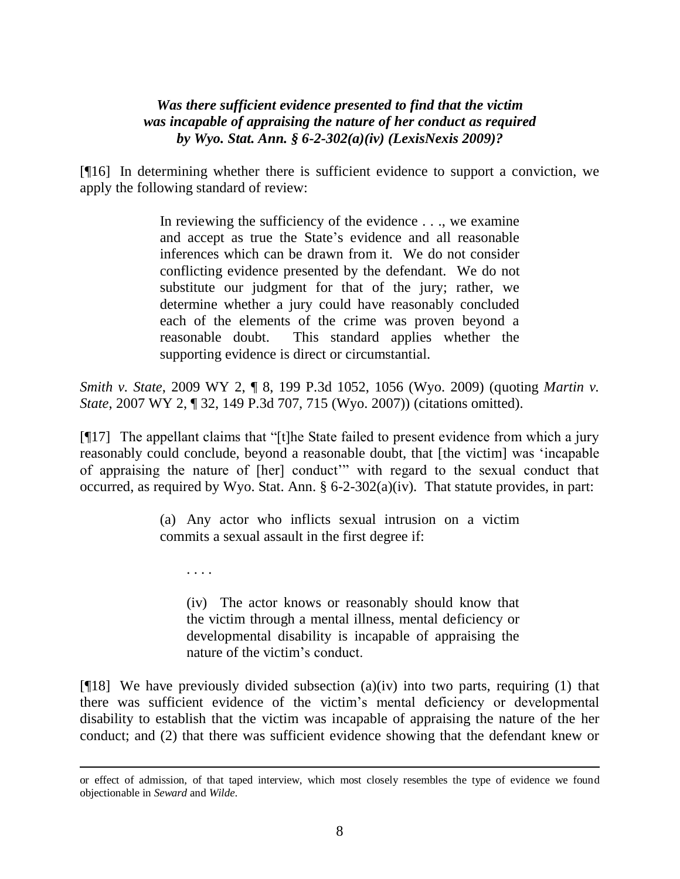***Was there sufficient evidence presented to find that the victim was incapable of appraising the nature of her conduct as required by Wyo. Stat. Ann. § 6-2-302(a)(iv) (LexisNexis 2009)?***

[¶16] In determining whether there is sufficient evidence to support a conviction, we apply the following standard of review:

> In reviewing the sufficiency of the evidence . . ., we examine and accept as true the State's evidence and all reasonable inferences which can be drawn from it. We do not consider conflicting evidence presented by the defendant. We do not substitute our judgment for that of the jury; rather, we determine whether a jury could have reasonably concluded each of the elements of the crime was proven beyond a reasonable doubt. This standard applies whether the supporting evidence is direct or circumstantial.

*Smith v. State*, 2009 WY 2, ¶ 8, 199 P.3d 1052, 1056 (Wyo. 2009) (quoting *Martin v. State*, 2007 WY 2, ¶ 32, 149 P.3d 707, 715 (Wyo. 2007)) (citations omitted).

[¶17] The appellant claims that "[t]he State failed to present evidence from which a jury reasonably could conclude, beyond a reasonable doubt, that [the victim] was 'incapable of appraising the nature of [her] conduct'" with regard to the sexual conduct that occurred, as required by Wyo. Stat. Ann. § 6-2-302(a)(iv). That statute provides, in part:

> (a) Any actor who inflicts sexual intrusion on a victim commits a sexual assault in the first degree if:
>
> . . . .
>
> (iv) The actor knows or reasonably should know that the victim through a mental illness, mental deficiency or developmental disability is incapable of appraising the nature of the victim's conduct.

[¶18] We have previously divided subsection (a)(iv) into two parts, requiring (1) that there was sufficient evidence of the victim's mental deficiency or developmental disability to establish that the victim was incapable of appraising the nature of the her conduct; and (2) that there was sufficient evidence showing that the defendant knew or

---

or effect of admission, of that taped interview, which most closely resembles the type of evidence we found objectionable in *Seward* and *Wilde*.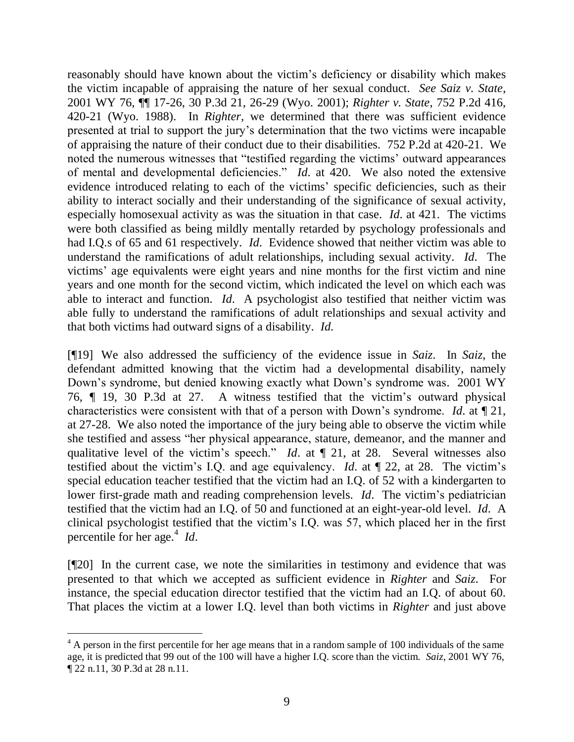reasonably should have known about the victim's deficiency or disability which makes the victim incapable of appraising the nature of her sexual conduct. *See Saiz v. State*, 2001 WY 76, ¶¶ 17-26, 30 P.3d 21, 26-29 (Wyo. 2001); *Righter v. State*, 752 P.2d 416, 420-21 (Wyo. 1988). In *Righter*, we determined that there was sufficient evidence presented at trial to support the jury's determination that the two victims were incapable of appraising the nature of their conduct due to their disabilities. 752 P.2d at 420-21. We noted the numerous witnesses that "testified regarding the victims' outward appearances of mental and developmental deficiencies." *Id*. at 420. We also noted the extensive evidence introduced relating to each of the victims' specific deficiencies, such as their ability to interact socially and their understanding of the significance of sexual activity, especially homosexual activity as was the situation in that case. *Id*. at 421. The victims were both classified as being mildly mentally retarded by psychology professionals and had I.Q.s of 65 and 61 respectively. *Id*. Evidence showed that neither victim was able to understand the ramifications of adult relationships, including sexual activity. *Id*. The victims' age equivalents were eight years and nine months for the first victim and nine years and one month for the second victim, which indicated the level on which each was able to interact and function. *Id*. A psychologist also testified that neither victim was able fully to understand the ramifications of adult relationships and sexual activity and that both victims had outward signs of a disability. *Id.*

[¶19] We also addressed the sufficiency of the evidence issue in *Saiz*. In *Saiz*, the defendant admitted knowing that the victim had a developmental disability, namely Down's syndrome, but denied knowing exactly what Down's syndrome was. 2001 WY 76, ¶ 19, 30 P.3d at 27. A witness testified that the victim's outward physical characteristics were consistent with that of a person with Down's syndrome. *Id*. at ¶ 21, at 27-28. We also noted the importance of the jury being able to observe the victim while she testified and assess "her physical appearance, stature, demeanor, and the manner and qualitative level of the victim's speech." *Id*. at ¶ 21, at 28. Several witnesses also testified about the victim's I.Q. and age equivalency. *Id*. at ¶ 22, at 28. The victim's special education teacher testified that the victim had an I.Q. of 52 with a kindergarten to lower first-grade math and reading comprehension levels. *Id*. The victim's pediatrician testified that the victim had an I.Q. of 50 and functioned at an eight-year-old level. *Id*. A clinical psychologist testified that the victim's I.Q. was 57, which placed her in the first percentile for her age.[4] *Id*.

[¶20] In the current case, we note the similarities in testimony and evidence that was presented to that which we accepted as sufficient evidence in *Righter* and *Saiz*. For instance, the special education director testified that the victim had an I.Q. of about 60. That places the victim at a lower I.Q. level than both victims in *Righter* and just above

---

[4] A person in the first percentile for her age means that in a random sample of 100 individuals of the same age, it is predicted that 99 out of the 100 will have a higher I.Q. score than the victim. *Saiz*, 2001 WY 76, ¶ 22 n.11, 30 P.3d at 28 n.11.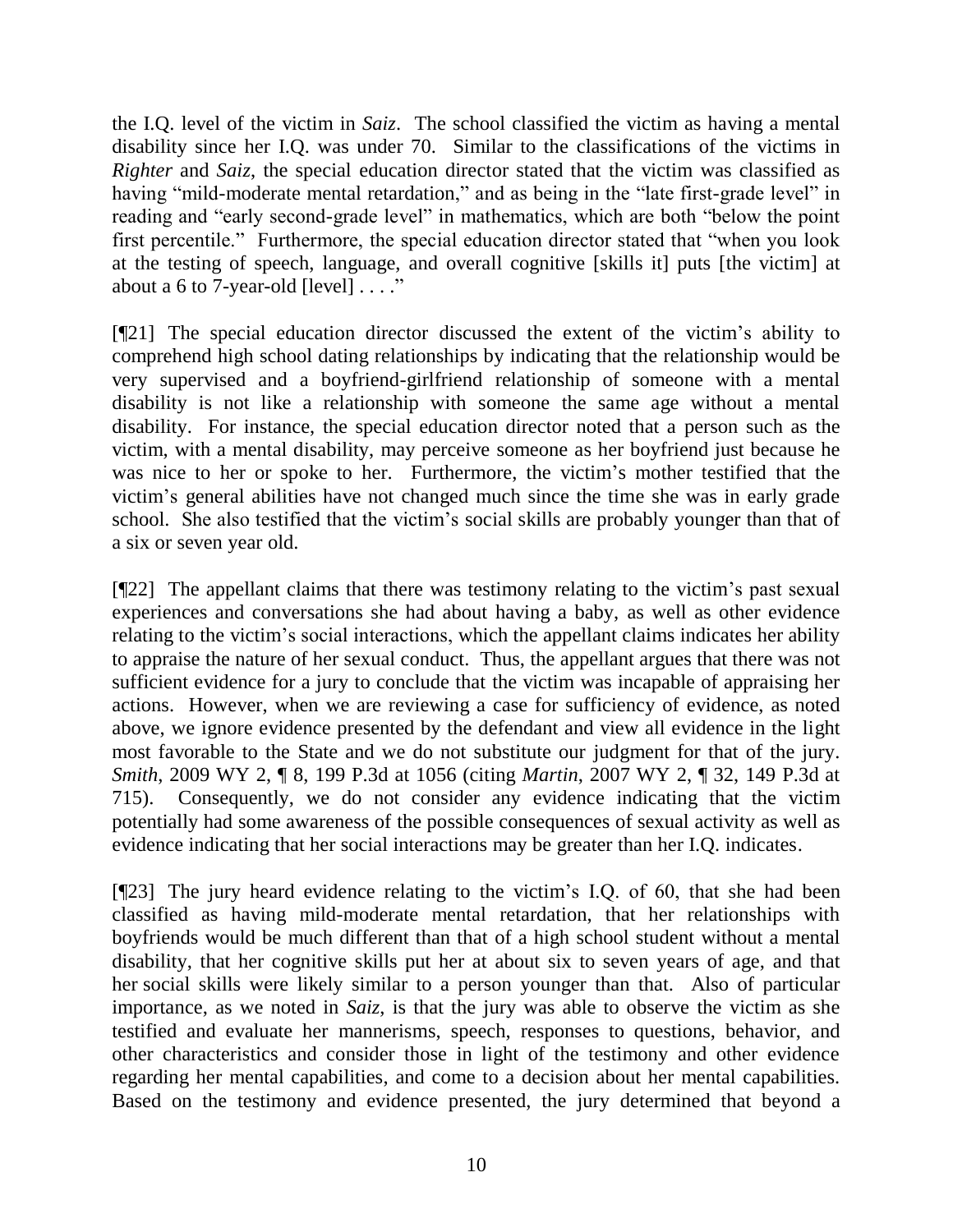the I.Q. level of the victim in *Saiz*. The school classified the victim as having a mental disability since her I.Q. was under 70. Similar to the classifications of the victims in *Righter* and *Saiz*, the special education director stated that the victim was classified as having "mild-moderate mental retardation," and as being in the "late first-grade level" in reading and "early second-grade level" in mathematics, which are both "below the point first percentile." Furthermore, the special education director stated that "when you look at the testing of speech, language, and overall cognitive [skills it] puts [the victim] at about a 6 to 7-year-old [level] . . . ."

[¶21] The special education director discussed the extent of the victim's ability to comprehend high school dating relationships by indicating that the relationship would be very supervised and a boyfriend-girlfriend relationship of someone with a mental disability is not like a relationship with someone the same age without a mental disability. For instance, the special education director noted that a person such as the victim, with a mental disability, may perceive someone as her boyfriend just because he was nice to her or spoke to her. Furthermore, the victim's mother testified that the victim's general abilities have not changed much since the time she was in early grade school. She also testified that the victim's social skills are probably younger than that of a six or seven year old.

[¶22] The appellant claims that there was testimony relating to the victim's past sexual experiences and conversations she had about having a baby, as well as other evidence relating to the victim's social interactions, which the appellant claims indicates her ability to appraise the nature of her sexual conduct. Thus, the appellant argues that there was not sufficient evidence for a jury to conclude that the victim was incapable of appraising her actions. However, when we are reviewing a case for sufficiency of evidence, as noted above, we ignore evidence presented by the defendant and view all evidence in the light most favorable to the State and we do not substitute our judgment for that of the jury. *Smith*, 2009 WY 2, ¶ 8, 199 P.3d at 1056 (citing *Martin*, 2007 WY 2, ¶ 32, 149 P.3d at 715). Consequently, we do not consider any evidence indicating that the victim potentially had some awareness of the possible consequences of sexual activity as well as evidence indicating that her social interactions may be greater than her I.Q. indicates.

[¶23] The jury heard evidence relating to the victim's I.Q. of 60, that she had been classified as having mild-moderate mental retardation, that her relationships with boyfriends would be much different than that of a high school student without a mental disability, that her cognitive skills put her at about six to seven years of age, and that her social skills were likely similar to a person younger than that. Also of particular importance, as we noted in *Saiz*, is that the jury was able to observe the victim as she testified and evaluate her mannerisms, speech, responses to questions, behavior, and other characteristics and consider those in light of the testimony and other evidence regarding her mental capabilities, and come to a decision about her mental capabilities. Based on the testimony and evidence presented, the jury determined that beyond a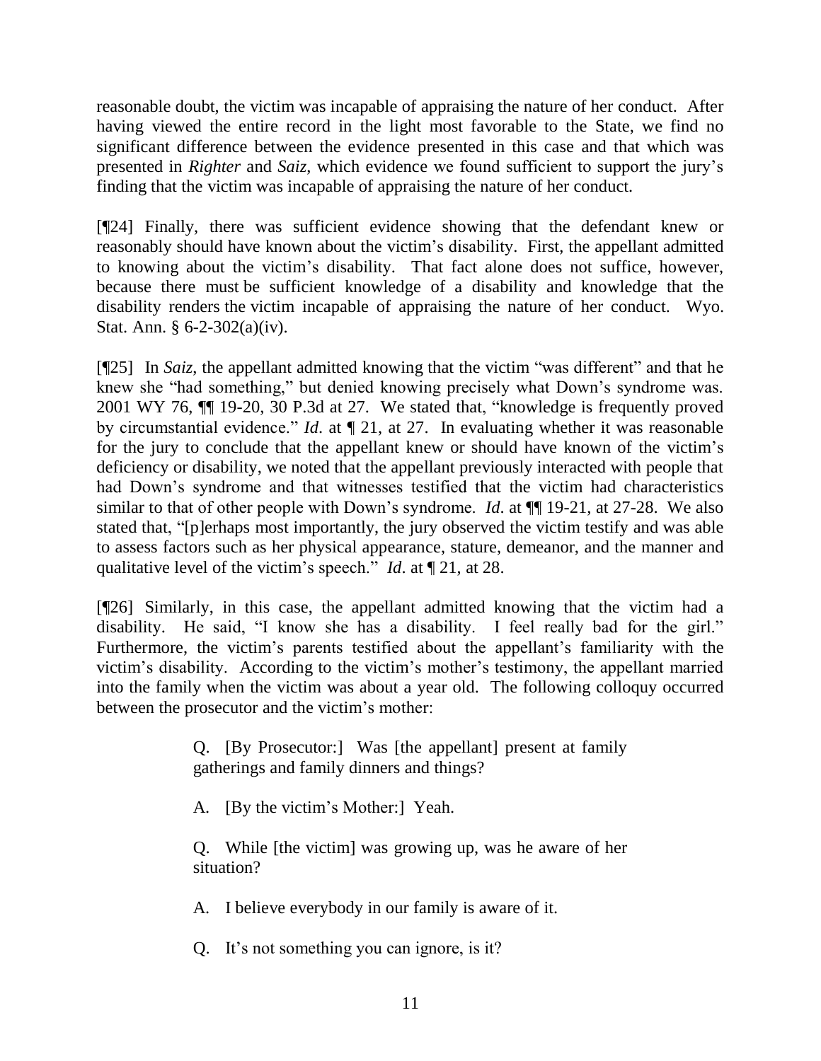reasonable doubt, the victim was incapable of appraising the nature of her conduct. After having viewed the entire record in the light most favorable to the State, we find no significant difference between the evidence presented in this case and that which was presented in *Righter* and *Saiz*, which evidence we found sufficient to support the jury's finding that the victim was incapable of appraising the nature of her conduct.

[¶24] Finally, there was sufficient evidence showing that the defendant knew or reasonably should have known about the victim's disability. First, the appellant admitted to knowing about the victim's disability. That fact alone does not suffice, however, because there must be sufficient knowledge of a disability and knowledge that the disability renders the victim incapable of appraising the nature of her conduct. Wyo. Stat. Ann. § 6-2-302(a)(iv).

[¶25] In *Saiz*, the appellant admitted knowing that the victim "was different" and that he knew she "had something," but denied knowing precisely what Down's syndrome was. 2001 WY 76, ¶¶ 19-20, 30 P.3d at 27. We stated that, "knowledge is frequently proved by circumstantial evidence." *Id*. at ¶ 21, at 27. In evaluating whether it was reasonable for the jury to conclude that the appellant knew or should have known of the victim's deficiency or disability, we noted that the appellant previously interacted with people that had Down's syndrome and that witnesses testified that the victim had characteristics similar to that of other people with Down's syndrome. *Id*. at ¶¶ 19-21, at 27-28. We also stated that, "[p]erhaps most importantly, the jury observed the victim testify and was able to assess factors such as her physical appearance, stature, demeanor, and the manner and qualitative level of the victim's speech." *Id*. at ¶ 21, at 28.

[¶26] Similarly, in this case, the appellant admitted knowing that the victim had a disability. He said, "I know she has a disability. I feel really bad for the girl." Furthermore, the victim's parents testified about the appellant's familiarity with the victim's disability. According to the victim's mother's testimony, the appellant married into the family when the victim was about a year old. The following colloquy occurred between the prosecutor and the victim's mother:

> Q. [By Prosecutor:] Was [the appellant] present at family gatherings and family dinners and things?
>
> A. [By the victim's Mother:] Yeah.
>
> Q. While [the victim] was growing up, was he aware of her situation?
>
> A. I believe everybody in our family is aware of it.
>
> Q. It's not something you can ignore, is it?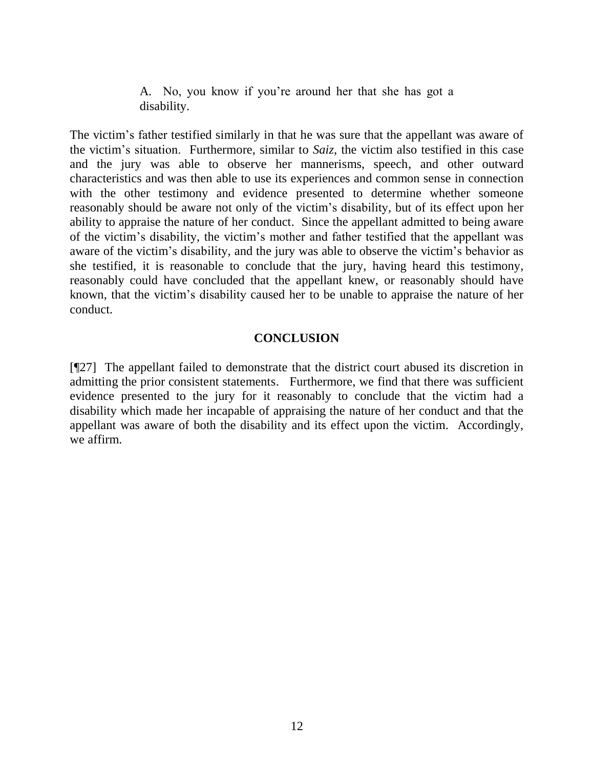> A. No, you know if you're around her that she has got a disability.

The victim's father testified similarly in that he was sure that the appellant was aware of the victim's situation. Furthermore, similar to *Saiz*, the victim also testified in this case and the jury was able to observe her mannerisms, speech, and other outward characteristics and was then able to use its experiences and common sense in connection with the other testimony and evidence presented to determine whether someone reasonably should be aware not only of the victim's disability, but of its effect upon her ability to appraise the nature of her conduct. Since the appellant admitted to being aware of the victim's disability, the victim's mother and father testified that the appellant was aware of the victim's disability, and the jury was able to observe the victim's behavior as she testified, it is reasonable to conclude that the jury, having heard this testimony, reasonably could have concluded that the appellant knew, or reasonably should have known, that the victim's disability caused her to be unable to appraise the nature of her conduct.

## CONCLUSION

[¶27] The appellant failed to demonstrate that the district court abused its discretion in admitting the prior consistent statements. Furthermore, we find that there was sufficient evidence presented to the jury for it reasonably to conclude that the victim had a disability which made her incapable of appraising the nature of her conduct and that the appellant was aware of both the disability and its effect upon the victim. Accordingly, we affirm.